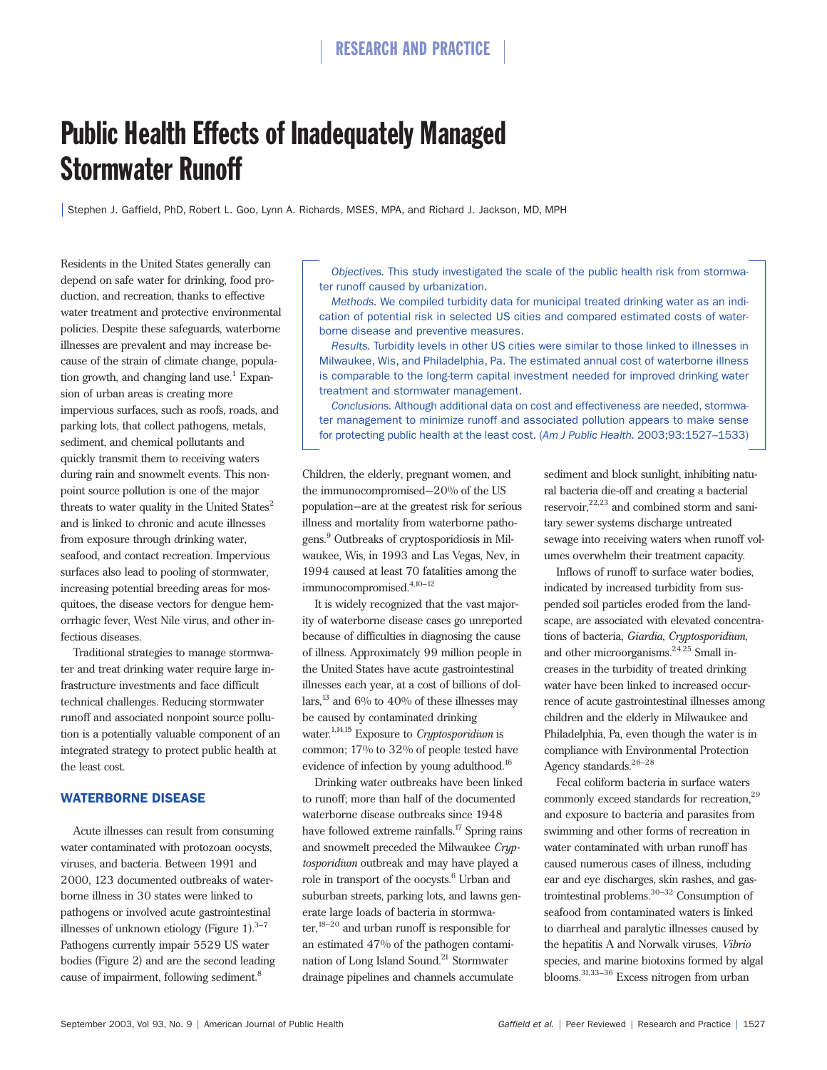# Public Health Effects of Inadequately Managed Stormwater Runoff

Stephen J. Gaffield, PhD, Robert L. Goo, Lynn A. Richards, MSES, MPA, and Richard J. Jackson, MD, MPH

*Objectives.* This study investigated the scale of the public health risk from stormwater runoff caused by urbanization.

*Methods.* We compiled turbidity data for municipal treated drinking water as an indication of potential risk in selected US cities and compared estimated costs of waterborne disease and preventive measures.

*Results.* Turbidity levels in other US cities were similar to those linked to illnesses in Milwaukee, Wis, and Philadelphia, Pa. The estimated annual cost of waterborne illness is comparable to the long-term capital investment needed for improved drinking water treatment and stormwater management.

*Conclusions.* Although additional data on cost and effectiveness are needed, stormwater management to minimize runoff and associated pollution appears to make sense for protecting public health at the least cost. (*Am J Public Health.* 2003;93:1527–1533)

Residents in the United States generally can depend on safe water for drinking, food production, and recreation, thanks to effective water treatment and protective environmental policies. Despite these safeguards, waterborne illnesses are prevalent and may increase because of the strain of climate change, population growth, and changing land use.[1] Expansion of urban areas is creating more impervious surfaces, such as roofs, roads, and parking lots, that collect pathogens, metals, sediment, and chemical pollutants and quickly transmit them to receiving waters during rain and snowmelt events. This nonpoint source pollution is one of the major threats to water quality in the United States[2] and is linked to chronic and acute illnesses from exposure through drinking water, seafood, and contact recreation. Impervious surfaces also lead to pooling of stormwater, increasing potential breeding areas for mosquitoes, the disease vectors for dengue hemorrhagic fever, West Nile virus, and other infectious diseases.

Traditional strategies to manage stormwater and treat drinking water require large infrastructure investments and face difficult technical challenges. Reducing stormwater runoff and associated nonpoint source pollution is a potentially valuable component of an integrated strategy to protect public health at the least cost.

## WATERBORNE DISEASE

Acute illnesses can result from consuming water contaminated with protozoan oocysts, viruses, and bacteria. Between 1991 and 2000, 123 documented outbreaks of waterborne illness in 30 states were linked to pathogens or involved acute gastrointestinal illnesses of unknown etiology (Figure 1).[3–7] Pathogens currently impair 5529 US water bodies (Figure 2) and are the second leading cause of impairment, following sediment.[8] Children, the elderly, pregnant women, and the immunocompromised—20% of the US population—are at the greatest risk for serious illness and mortality from waterborne pathogens.[9] Outbreaks of cryptosporidiosis in Milwaukee, Wis, in 1993 and Las Vegas, Nev, in 1994 caused at least 70 fatalities among the immunocompromised.[4,10–12]

It is widely recognized that the vast majority of waterborne disease cases go unreported because of difficulties in diagnosing the cause of illness. Approximately 99 million people in the United States have acute gastrointestinal illnesses each year, at a cost of billions of dollars,[13] and 6% to 40% of these illnesses may be caused by contaminated drinking water.[1,14,15] Exposure to *Cryptosporidium* is common; 17% to 32% of people tested have evidence of infection by young adulthood.[16]

Drinking water outbreaks have been linked to runoff; more than half of the documented waterborne disease outbreaks since 1948 have followed extreme rainfalls.[17] Spring rains and snowmelt preceded the Milwaukee *Cryptosporidium* outbreak and may have played a role in transport of the oocysts.[6] Urban and suburban streets, parking lots, and lawns generate large loads of bacteria in stormwater,[18–20] and urban runoff is responsible for an estimated 47% of the pathogen contamination of Long Island Sound.[21] Stormwater drainage pipelines and channels accumulate sediment and block sunlight, inhibiting natural bacteria die-off and creating a bacterial reservoir,[22,23] and combined storm and sanitary sewer systems discharge untreated sewage into receiving waters when runoff volumes overwhelm their treatment capacity.

Inflows of runoff to surface water bodies, indicated by increased turbidity from suspended soil particles eroded from the landscape, are associated with elevated concentrations of bacteria, *Giardia*, *Cryptosporidium*, and other microorganisms.[24,25] Small increases in the turbidity of treated drinking water have been linked to increased occurrence of acute gastrointestinal illnesses among children and the elderly in Milwaukee and Philadelphia, Pa, even though the water is in compliance with Environmental Protection Agency standards.[26–28]

Fecal coliform bacteria in surface waters commonly exceed standards for recreation,[29] and exposure to bacteria and parasites from swimming and other forms of recreation in water contaminated with urban runoff has caused numerous cases of illness, including ear and eye discharges, skin rashes, and gastrointestinal problems.[30–32] Consumption of seafood from contaminated waters is linked to diarrheal and paralytic illnesses caused by the hepatitis A and Norwalk viruses, *Vibrio* species, and marine biotoxins formed by algal blooms.[31,33–36] Excess nitrogen from urban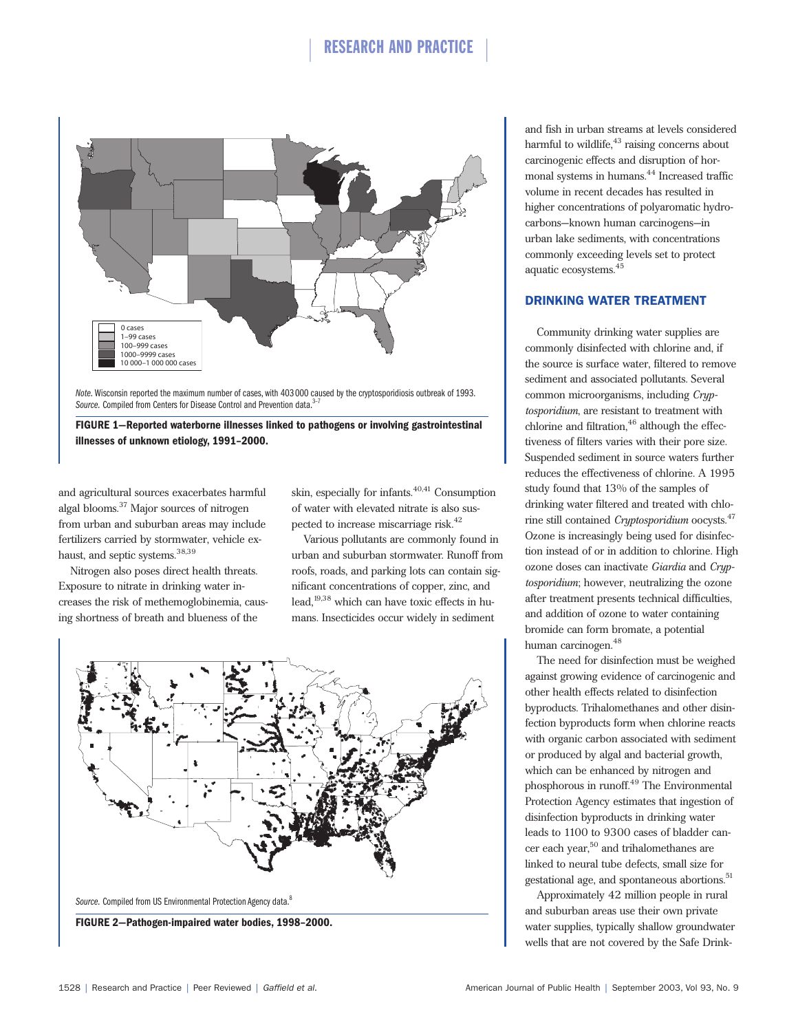0 cases
1–99 cases
100–999 cases
1000–9999 cases
10 000–1 000 000 cases

*Note.* Wisconsin reported the maximum number of cases, with 403 000 caused by the cryptosporidiosis outbreak of 1993.
*Source.* Compiled from Centers for Disease Control and Prevention data.[3–7]

**FIGURE 1—Reported waterborne illnesses linked to pathogens or involving gastrointestinal illnesses of unknown etiology, 1991–2000.**

and agricultural sources exacerbates harmful algal blooms.[37] Major sources of nitrogen from urban and suburban areas may include fertilizers carried by stormwater, vehicle exhaust, and septic systems.[38,39]

Nitrogen also poses direct health threats. Exposure to nitrate in drinking water increases the risk of methemoglobinemia, causing shortness of breath and blueness of the skin, especially for infants.[40,41] Consumption of water with elevated nitrate is also suspected to increase miscarriage risk.[42]

Various pollutants are commonly found in urban and suburban stormwater. Runoff from roofs, roads, and parking lots can contain significant concentrations of copper, zinc, and lead,[19,38] which can have toxic effects in humans. Insecticides occur widely in sediment and fish in urban streams at levels considered harmful to wildlife,[43] raising concerns about carcinogenic effects and disruption of hormonal systems in humans.[44] Increased traffic volume in recent decades has resulted in higher concentrations of polyaromatic hydrocarbons—known human carcinogens—in urban lake sediments, with concentrations commonly exceeding levels set to protect aquatic ecosystems.[45]

*Source.* Compiled from US Environmental Protection Agency data.[8]

**FIGURE 2—Pathogen-impaired water bodies, 1998–2000.**

## DRINKING WATER TREATMENT

Community drinking water supplies are commonly disinfected with chlorine and, if the source is surface water, filtered to remove sediment and associated pollutants. Several common microorganisms, including *Cryptosporidium*, are resistant to treatment with chlorine and filtration,[46] although the effectiveness of filters varies with their pore size. Suspended sediment in source waters further reduces the effectiveness of chlorine. A 1995 study found that 13% of the samples of drinking water filtered and treated with chlorine still contained *Cryptosporidium* oocysts.[47] Ozone is increasingly being used for disinfection instead of or in addition to chlorine. High ozone doses can inactivate *Giardia* and *Cryptosporidium*; however, neutralizing the ozone after treatment presents technical difficulties, and addition of ozone to water containing bromide can form bromate, a potential human carcinogen.[48]

The need for disinfection must be weighed against growing evidence of carcinogenic and other health effects related to disinfection byproducts. Trihalomethanes and other disinfection byproducts form when chlorine reacts with organic carbon associated with sediment or produced by algal and bacterial growth, which can be enhanced by nitrogen and phosphorous in runoff.[49] The Environmental Protection Agency estimates that ingestion of disinfection byproducts in drinking water leads to 1100 to 9300 cases of bladder cancer each year,[50] and trihalomethanes are linked to neural tube defects, small size for gestational age, and spontaneous abortions.[51]

Approximately 42 million people in rural and suburban areas use their own private water supplies, typically shallow groundwater wells that are not covered by the Safe Drink-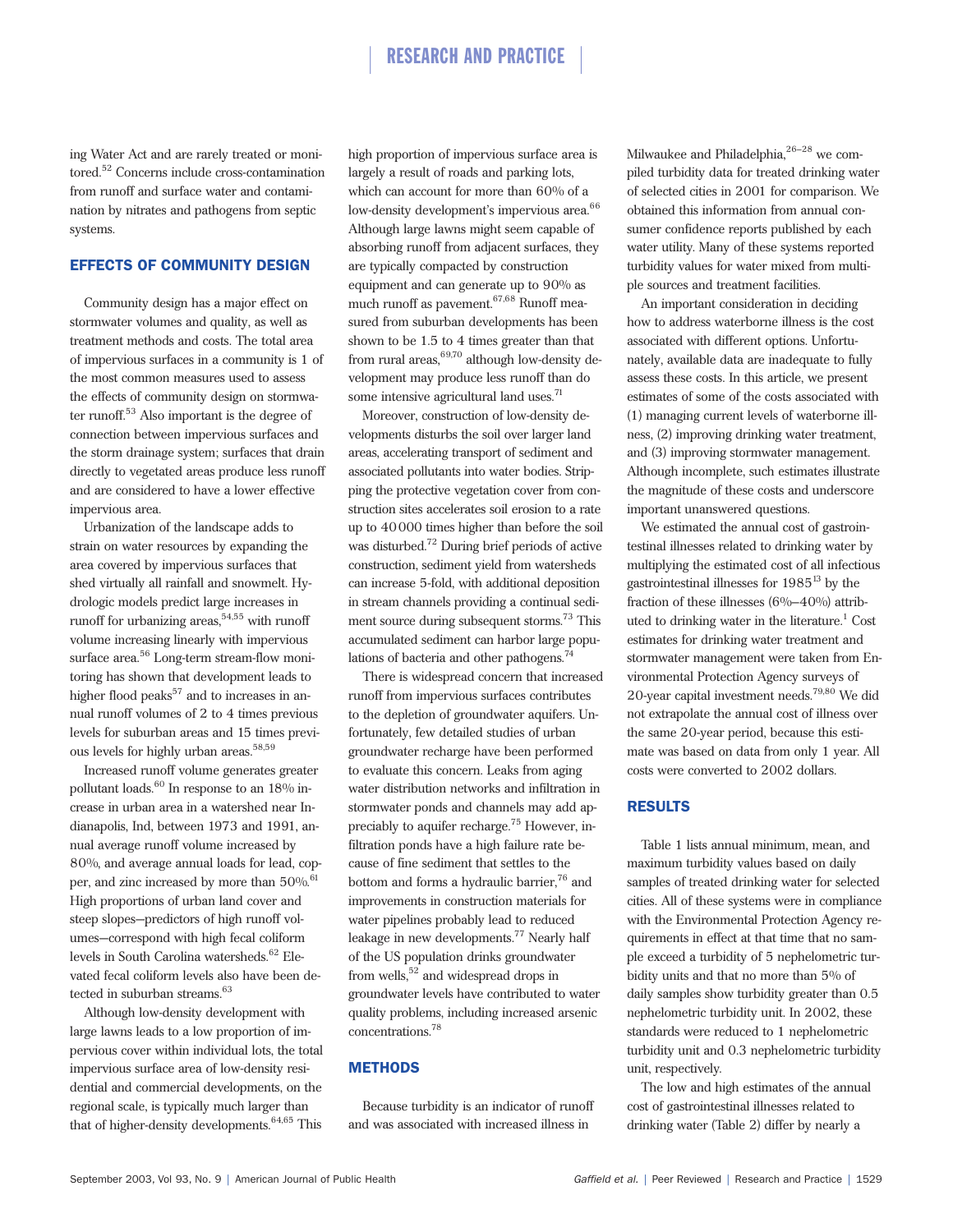ing Water Act and are rarely treated or monitored.[52] Concerns include cross-contamination from runoff and surface water and contamination by nitrates and pathogens from septic systems.

## EFFECTS OF COMMUNITY DESIGN

Community design has a major effect on stormwater volumes and quality, as well as treatment methods and costs. The total area of impervious surfaces in a community is 1 of the most common measures used to assess the effects of community design on stormwater runoff.[53] Also important is the degree of connection between impervious surfaces and the storm drainage system; surfaces that drain directly to vegetated areas produce less runoff and are considered to have a lower effective impervious area.

Urbanization of the landscape adds to strain on water resources by expanding the area covered by impervious surfaces that shed virtually all rainfall and snowmelt. Hydrologic models predict large increases in runoff for urbanizing areas,[54,55] with runoff volume increasing linearly with impervious surface area.[56] Long-term stream-flow monitoring has shown that development leads to higher flood peaks[57] and to increases in annual runoff volumes of 2 to 4 times previous levels for suburban areas and 15 times previous levels for highly urban areas.[58,59]

Increased runoff volume generates greater pollutant loads.[60] In response to an 18% increase in urban area in a watershed near Indianapolis, Ind, between 1973 and 1991, annual average runoff volume increased by 80%, and average annual loads for lead, copper, and zinc increased by more than 50%.[61] High proportions of urban land cover and steep slopes—predictors of high runoff volumes—correspond with high fecal coliform levels in South Carolina watersheds.[62] Elevated fecal coliform levels also have been detected in suburban streams.[63]

Although low-density development with large lawns leads to a low proportion of impervious cover within individual lots, the total impervious surface area of low-density residential and commercial developments, on the regional scale, is typically much larger than that of higher-density developments.[64,65] This high proportion of impervious surface area is largely a result of roads and parking lots, which can account for more than 60% of a low-density development's impervious area.[66] Although large lawns might seem capable of absorbing runoff from adjacent surfaces, they are typically compacted by construction equipment and can generate up to 90% as much runoff as pavement.[67,68] Runoff measured from suburban developments has been shown to be 1.5 to 4 times greater than that from rural areas,[69,70] although low-density development may produce less runoff than do some intensive agricultural land uses.[71]

Moreover, construction of low-density developments disturbs the soil over larger land areas, accelerating transport of sediment and associated pollutants into water bodies. Stripping the protective vegetation cover from construction sites accelerates soil erosion to a rate up to 40000 times higher than before the soil was disturbed.[72] During brief periods of active construction, sediment yield from watersheds can increase 5-fold, with additional deposition in stream channels providing a continual sediment source during subsequent storms.[73] This accumulated sediment can harbor large populations of bacteria and other pathogens.[74]

There is widespread concern that increased runoff from impervious surfaces contributes to the depletion of groundwater aquifers. Unfortunately, few detailed studies of urban groundwater recharge have been performed to evaluate this concern. Leaks from aging water distribution networks and infiltration in stormwater ponds and channels may add appreciably to aquifer recharge.[75] However, infiltration ponds have a high failure rate because of fine sediment that settles to the bottom and forms a hydraulic barrier,[76] and improvements in construction materials for water pipelines probably lead to reduced leakage in new developments.[77] Nearly half of the US population drinks groundwater from wells,[52] and widespread drops in groundwater levels have contributed to water quality problems, including increased arsenic concentrations.[78]

## METHODS

Because turbidity is an indicator of runoff and was associated with increased illness in Milwaukee and Philadelphia,[26–28] we compiled turbidity data for treated drinking water of selected cities in 2001 for comparison. We obtained this information from annual consumer confidence reports published by each water utility. Many of these systems reported turbidity values for water mixed from multiple sources and treatment facilities.

An important consideration in deciding how to address waterborne illness is the cost associated with different options. Unfortunately, available data are inadequate to fully assess these costs. In this article, we present estimates of some of the costs associated with (1) managing current levels of waterborne illness, (2) improving drinking water treatment, and (3) improving stormwater management. Although incomplete, such estimates illustrate the magnitude of these costs and underscore important unanswered questions.

We estimated the annual cost of gastrointestinal illnesses related to drinking water by multiplying the estimated cost of all infectious gastrointestinal illnesses for 1985[13] by the fraction of these illnesses (6%–40%) attributed to drinking water in the literature.[1] Cost estimates for drinking water treatment and stormwater management were taken from Environmental Protection Agency surveys of 20-year capital investment needs.[79,80] We did not extrapolate the annual cost of illness over the same 20-year period, because this estimate was based on data from only 1 year. All costs were converted to 2002 dollars.

## RESULTS

Table 1 lists annual minimum, mean, and maximum turbidity values based on daily samples of treated drinking water for selected cities. All of these systems were in compliance with the Environmental Protection Agency requirements in effect at that time that no sample exceed a turbidity of 5 nephelometric turbidity units and that no more than 5% of daily samples show turbidity greater than 0.5 nephelometric turbidity unit. In 2002, these standards were reduced to 1 nephelometric turbidity unit and 0.3 nephelometric turbidity unit, respectively.

The low and high estimates of the annual cost of gastrointestinal illnesses related to drinking water (Table 2) differ by nearly a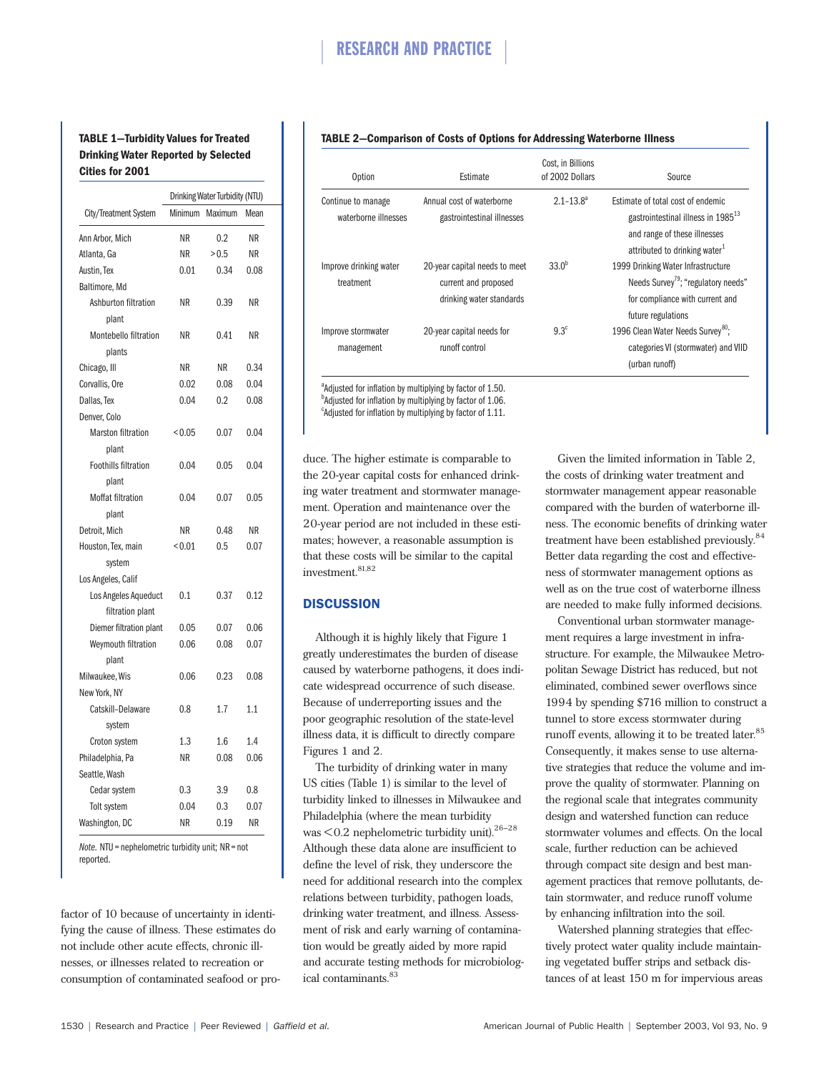**TABLE 1—Turbidity Values for Treated Drinking Water Reported by Selected Cities for 2001**

| City/Treatment System | Drinking Water Turbidity (NTU) | | |
|---|---|---|---|
| | Minimum | Maximum | Mean |
| Ann Arbor, Mich | NR | 0.2 | NR |
| Atlanta, Ga | NR | >0.5 | NR |
| Austin, Tex | 0.01 | 0.34 | 0.08 |
| Baltimore, Md | | | |
| Ashburton filtration plant | NR | 0.39 | NR |
| Montebello filtration plants | NR | 0.41 | NR |
| Chicago, Ill | NR | NR | 0.34 |
| Corvallis, Ore | 0.02 | 0.08 | 0.04 |
| Dallas, Tex | 0.04 | 0.2 | 0.08 |
| Denver, Colo | | | |
| Marston filtration plant | <0.05 | 0.07 | 0.04 |
| Foothills filtration plant | 0.04 | 0.05 | 0.04 |
| Moffat filtration plant | 0.04 | 0.07 | 0.05 |
| Detroit, Mich | NR | 0.48 | NR |
| Houston, Tex, main system | <0.01 | 0.5 | 0.07 |
| Los Angeles, Calif | | | |
| Los Angeles Aqueduct filtration plant | 0.1 | 0.37 | 0.12 |
| Diemer filtration plant | 0.05 | 0.07 | 0.06 |
| Weymouth filtration plant | 0.06 | 0.08 | 0.07 |
| Milwaukee, Wis | 0.06 | 0.23 | 0.08 |
| New York, NY | | | |
| Catskill–Delaware system | 0.8 | 1.7 | 1.1 |
| Croton system | 1.3 | 1.6 | 1.4 |
| Philadelphia, Pa | NR | 0.08 | 0.06 |
| Seattle, Wash | | | |
| Cedar system | 0.3 | 3.9 | 0.8 |
| Tolt system | 0.04 | 0.3 | 0.07 |
| Washington, DC | NR | 0.19 | NR |

*Note.* NTU = nephelometric turbidity unit; NR = not reported.

**TABLE 2—Comparison of Costs of Options for Addressing Waterborne Illness**

| Option | Estimate | Cost, in Billions of 2002 Dollars | Source |
|---|---|---|---|
| Continue to manage waterborne illnesses | Annual cost of waterborne gastrointestinal illnesses | 2.1–13.8[a] | Estimate of total cost of endemic gastrointestinal illness in 1985[13] and range of these illnesses attributed to drinking water[1] |
| Improve drinking water treatment | 20-year capital needs to meet current and proposed drinking water standards | 33.0[b] | 1999 Drinking Water Infrastructure Needs Survey[79]; "regulatory needs" for compliance with current and future regulations |
| Improve stormwater management | 20-year capital needs for runoff control | 9.3[c] | 1996 Clean Water Needs Survey[80]; categories VI (stormwater) and VIID (urban runoff) |

[a]Adjusted for inflation by multiplying by factor of 1.50.
[b]Adjusted for inflation by multiplying by factor of 1.06.
[c]Adjusted for inflation by multiplying by factor of 1.11.

factor of 10 because of uncertainty in identifying the cause of illness. These estimates do not include other acute effects, chronic illnesses, or illnesses related to recreation or consumption of contaminated seafood or produce. The higher estimate is comparable to the 20-year capital costs for enhanced drinking water treatment and stormwater management. Operation and maintenance over the 20-year period are not included in these estimates; however, a reasonable assumption is that these costs will be similar to the capital investment.[81,82]

## DISCUSSION

Although it is highly likely that Figure 1 greatly underestimates the burden of disease caused by waterborne pathogens, it does indicate widespread occurrence of such disease. Because of underreporting issues and the poor geographic resolution of the state-level illness data, it is difficult to directly compare Figures 1 and 2.

The turbidity of drinking water in many US cities (Table 1) is similar to the level of turbidity linked to illnesses in Milwaukee and Philadelphia (where the mean turbidity was <0.2 nephelometric turbidity unit).[26–28] Although these data alone are insufficient to define the level of risk, they underscore the need for additional research into the complex relations between turbidity, pathogen loads, drinking water treatment, and illness. Assessment of risk and early warning of contamination would be greatly aided by more rapid and accurate testing methods for microbiological contaminants.[83]

Given the limited information in Table 2, the costs of drinking water treatment and stormwater management appear reasonable compared with the burden of waterborne illness. The economic benefits of drinking water treatment have been established previously.[84] Better data regarding the cost and effectiveness of stormwater management options as well as on the true cost of waterborne illness are needed to make fully informed decisions.

Conventional urban stormwater management requires a large investment in infrastructure. For example, the Milwaukee Metropolitan Sewage District has reduced, but not eliminated, combined sewer overflows since 1994 by spending $716 million to construct a tunnel to store excess stormwater during runoff events, allowing it to be treated later.[85] Consequently, it makes sense to use alternative strategies that reduce the volume and improve the quality of stormwater. Planning on the regional scale that integrates community design and watershed function can reduce stormwater volumes and effects. On the local scale, further reduction can be achieved through compact site design and best management practices that remove pollutants, detain stormwater, and reduce runoff volume by enhancing infiltration into the soil.

Watershed planning strategies that effectively protect water quality include maintaining vegetated buffer strips and setback distances of at least 150 m for impervious areas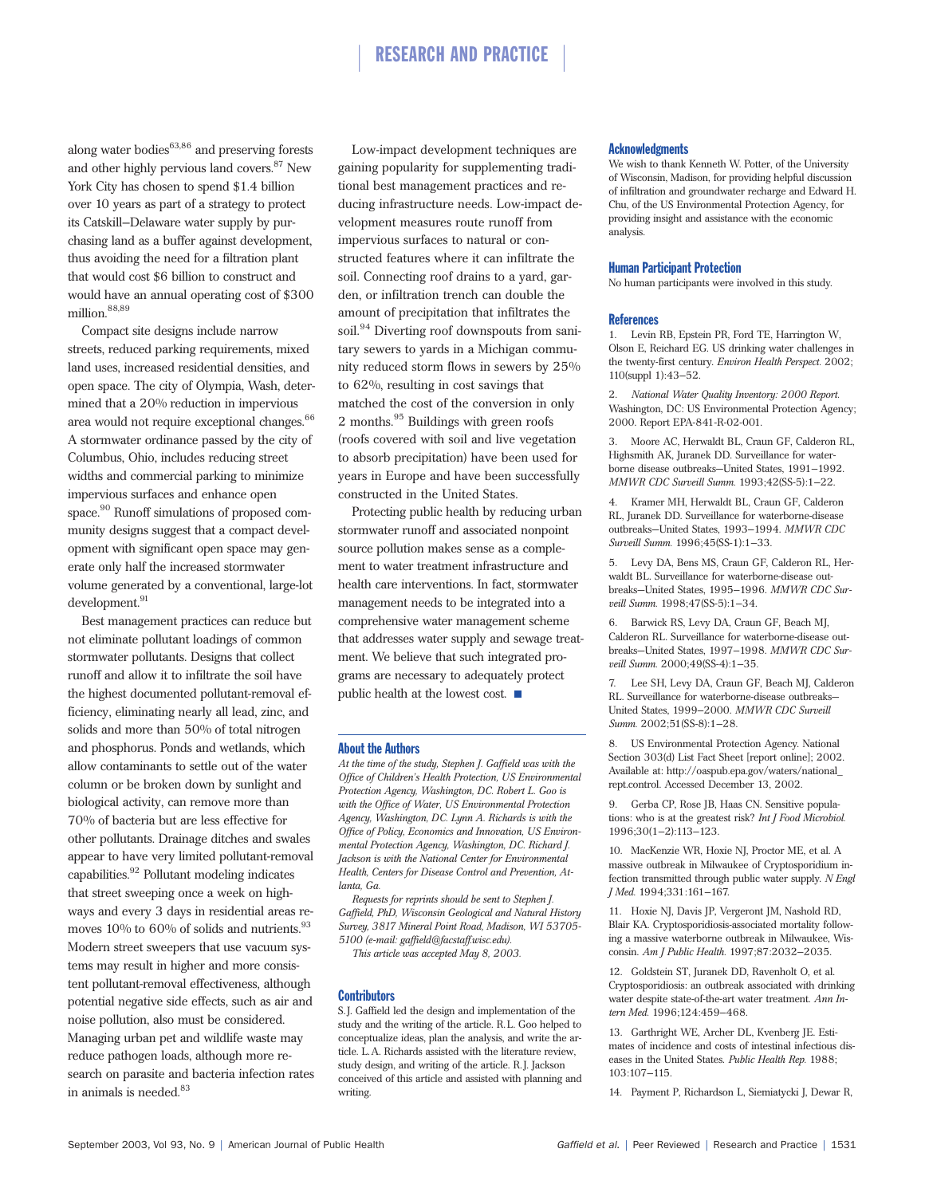along water bodies[63,86] and preserving forests and other highly pervious land covers.[87] New York City has chosen to spend $1.4 billion over 10 years as part of a strategy to protect its Catskill–Delaware water supply by purchasing land as a buffer against development, thus avoiding the need for a filtration plant that would cost $6 billion to construct and would have an annual operating cost of $300 million.[88,89]

Compact site designs include narrow streets, reduced parking requirements, mixed land uses, increased residential densities, and open space. The city of Olympia, Wash, determined that a 20% reduction in impervious area would not require exceptional changes.[66] A stormwater ordinance passed by the city of Columbus, Ohio, includes reducing street widths and commercial parking to minimize impervious surfaces and enhance open space.[90] Runoff simulations of proposed community designs suggest that a compact development with significant open space may generate only half the increased stormwater volume generated by a conventional, large-lot development.[91]

Best management practices can reduce but not eliminate pollutant loadings of common stormwater pollutants. Designs that collect runoff and allow it to infiltrate the soil have the highest documented pollutant-removal efficiency, eliminating nearly all lead, zinc, and solids and more than 50% of total nitrogen and phosphorus. Ponds and wetlands, which allow contaminants to settle out of the water column or be broken down by sunlight and biological activity, can remove more than 70% of bacteria but are less effective for other pollutants. Drainage ditches and swales appear to have very limited pollutant-removal capabilities.[92] Pollutant modeling indicates that street sweeping once a week on highways and every 3 days in residential areas removes 10% to 60% of solids and nutrients.[93] Modern street sweepers that use vacuum systems may result in higher and more consistent pollutant-removal effectiveness, although potential negative side effects, such as air and noise pollution, also must be considered. Managing urban pet and wildlife waste may reduce pathogen loads, although more research on parasite and bacteria infection rates in animals is needed.[83]

Low-impact development techniques are gaining popularity for supplementing traditional best management practices and reducing infrastructure needs. Low-impact development measures route runoff from impervious surfaces to natural or constructed features where it can infiltrate the soil. Connecting roof drains to a yard, garden, or infiltration trench can double the amount of precipitation that infiltrates the soil.[94] Diverting roof downspouts from sanitary sewers to yards in a Michigan community reduced storm flows in sewers by 25% to 62%, resulting in cost savings that matched the cost of the conversion in only 2 months.[95] Buildings with green roofs (roofs covered with soil and live vegetation to absorb precipitation) have been used for years in Europe and have been successfully constructed in the United States.

Protecting public health by reducing urban stormwater runoff and associated nonpoint source pollution makes sense as a complement to water treatment infrastructure and health care interventions. In fact, stormwater management needs to be integrated into a comprehensive water management scheme that addresses water supply and sewage treatment. We believe that such integrated programs are necessary to adequately protect public health at the lowest cost. ■

## About the Authors

*At the time of the study, Stephen J. Gaffield was with the Office of Children's Health Protection, US Environmental Protection Agency, Washington, DC. Robert L. Goo is with the Office of Water, US Environmental Protection Agency, Washington, DC. Lynn A. Richards is with the Office of Policy, Economics and Innovation, US Environmental Protection Agency, Washington, DC. Richard J. Jackson is with the National Center for Environmental Health, Centers for Disease Control and Prevention, Atlanta, Ga.*

*Requests for reprints should be sent to Stephen J. Gaffield, PhD, Wisconsin Geological and Natural History Survey, 3817 Mineral Point Road, Madison, WI 53705-5100 (e-mail: gaffield@facstaff.wisc.edu).*

*This article was accepted May 8, 2003.*

## Contributors

S.J. Gaffield led the design and implementation of the study and the writing of the article. R.L. Goo helped to conceptualize ideas, plan the analysis, and write the article. L.A. Richards assisted with the literature review, study design, and writing of the article. R.J. Jackson conceived of this article and assisted with planning and writing.

## Acknowledgments

We wish to thank Kenneth W. Potter, of the University of Wisconsin, Madison, for providing helpful discussion of infiltration and groundwater recharge and Edward H. Chu, of the US Environmental Protection Agency, for providing insight and assistance with the economic analysis.

## Human Participant Protection

No human participants were involved in this study.

## References

1. Levin RB, Epstein PR, Ford TE, Harrington W, Olson E, Reichard EG. US drinking water challenges in the twenty-first century. *Environ Health Perspect.* 2002;110(suppl 1):43–52.

2. *National Water Quality Inventory: 2000 Report.* Washington, DC: US Environmental Protection Agency; 2000. Report EPA-841-R-02-001.

3. Moore AC, Herwaldt BL, Craun GF, Calderon RL, Highsmith AK, Juranek DD. Surveillance for waterborne disease outbreaks—United States, 1991–1992. *MMWR CDC Surveill Summ.* 1993;42(SS-5):1–22.

4. Kramer MH, Herwaldt BL, Craun GF, Calderon RL, Juranek DD. Surveillance for waterborne-disease outbreaks—United States, 1993–1994. *MMWR CDC Surveill Summ.* 1996;45(SS-1):1–33.

5. Levy DA, Bens MS, Craun GF, Calderon RL, Herwaldt BL. Surveillance for waterborne-disease outbreaks—United States, 1995–1996. *MMWR CDC Surveill Summ.* 1998;47(SS-5):1–34.

6. Barwick RS, Levy DA, Craun GF, Beach MJ, Calderon RL. Surveillance for waterborne-disease outbreaks—United States, 1997–1998. *MMWR CDC Surveill Summ.* 2000;49(SS-4):1–35.

7. Lee SH, Levy DA, Craun GF, Beach MJ, Calderon RL. Surveillance for waterborne-disease outbreaks—United States, 1999–2000. *MMWR CDC Surveill Summ.* 2002;51(SS-8):1–28.

8. US Environmental Protection Agency. National Section 303(d) List Fact Sheet [report online]; 2002. Available at: http://oaspub.epa.gov/waters/national_rept.control. Accessed December 13, 2002.

9. Gerba CP, Rose JB, Haas CN. Sensitive populations: who is at the greatest risk? *Int J Food Microbiol.* 1996;30(1–2):113–123.

10. MacKenzie WR, Hoxie NJ, Proctor ME, et al. A massive outbreak in Milwaukee of Cryptosporidium infection transmitted through public water supply. *N Engl J Med.* 1994;331:161–167.

11. Hoxie NJ, Davis JP, Vergeront JM, Nashold RD, Blair KA. Cryptosporidiosis-associated mortality following a massive waterborne outbreak in Milwaukee, Wisconsin. *Am J Public Health.* 1997;87:2032–2035.

12. Goldstein ST, Juranek DD, Ravenholt O, et al. Cryptosporidiosis: an outbreak associated with drinking water despite state-of-the-art water treatment. *Ann Intern Med.* 1996;124:459–468.

13. Garthright WE, Archer DL, Kvenberg JE. Estimates of incidence and costs of intestinal infectious diseases in the United States. *Public Health Rep.* 1988;103:107–115.

14. Payment P, Richardson L, Siemiatycki J, Dewar R,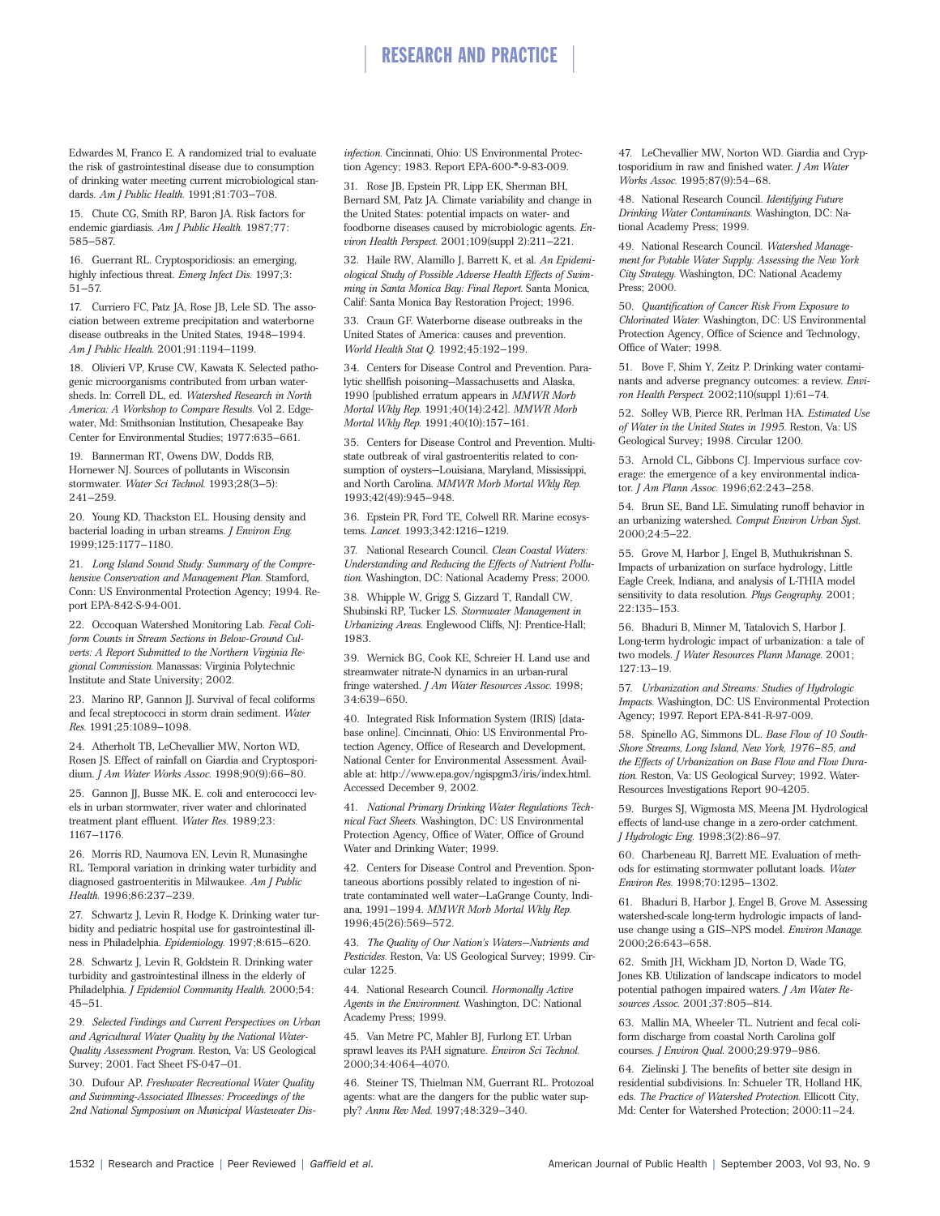Edwardes M, Franco E. A randomized trial to evaluate the risk of gastrointestinal disease due to consumption of drinking water meeting current microbiological standards. *Am J Public Health.* 1991;81:703–708.

15. Chute CG, Smith RP, Baron JA. Risk factors for endemic giardiasis. *Am J Public Health.* 1987;77:585–587.

16. Guerrant RL. Cryptosporidiosis: an emerging, highly infectious threat. *Emerg Infect Dis.* 1997;3:51–57.

17. Curriero FC, Patz JA, Rose JB, Lele SD. The association between extreme precipitation and waterborne disease outbreaks in the United States, 1948–1994. *Am J Public Health.* 2001;91:1194–1199.

18. Olivieri VP, Kruse CW, Kawata K. Selected pathogenic microorganisms contributed from urban watersheds. In: Correll DL, ed. *Watershed Research in North America: A Workshop to Compare Results.* Vol 2. Edgewater, Md: Smithsonian Institution, Chesapeake Bay Center for Environmental Studies; 1977:635–661.

19. Bannerman RT, Owens DW, Dodds RB, Hornewer NJ. Sources of pollutants in Wisconsin stormwater. *Water Sci Technol.* 1993;28(3–5):241–259.

20. Young KD, Thackston EL. Housing density and bacterial loading in urban streams. *J Environ Eng.* 1999;125:1177–1180.

21. *Long Island Sound Study: Summary of the Comprehensive Conservation and Management Plan.* Stamford, Conn: US Environmental Protection Agency; 1994. Report EPA-842-S-94-001.

22. Occoquan Watershed Monitoring Lab. *Fecal Coliform Counts in Stream Sections in Below-Ground Culverts: A Report Submitted to the Northern Virginia Regional Commission.* Manassas: Virginia Polytechnic Institute and State University; 2002.

23. Marino RP, Gannon JJ. Survival of fecal coliforms and fecal streptococci in storm drain sediment. *Water Res.* 1991;25:1089–1098.

24. Atherholt TB, LeChevallier MW, Norton WD, Rosen JS. Effect of rainfall on Giardia and Cryptosporidium. *J Am Water Works Assoc.* 1998;90(9):66–80.

25. Gannon JJ, Busse MK. E. coli and enterococci levels in urban stormwater, river water and chlorinated treatment plant effluent. *Water Res.* 1989;23:1167–1176.

26. Morris RD, Naumova EN, Levin R, Munasinghe RL. Temporal variation in drinking water turbidity and diagnosed gastroenteritis in Milwaukee. *Am J Public Health.* 1996;86:237–239.

27. Schwartz J, Levin R, Hodge K. Drinking water turbidity and pediatric hospital use for gastrointestinal illness in Philadelphia. *Epidemiology.* 1997;8:615–620.

28. Schwartz J, Levin R, Goldstein R. Drinking water turbidity and gastrointestinal illness in the elderly of Philadelphia. *J Epidemiol Community Health.* 2000;54:45–51.

29. *Selected Findings and Current Perspectives on Urban and Agricultural Water Quality by the National Water-Quality Assessment Program.* Reston, Va: US Geological Survey; 2001. Fact Sheet FS-047–01.

30. Dufour AP. *Freshwater Recreational Water Quality and Swimming-Associated Illnesses: Proceedings of the 2nd National Symposium on Municipal Wastewater Disinfection.* Cincinnati, Ohio: US Environmental Protection Agency; 1983. Report EPA-600-*-9-83-009.

31. Rose JB, Epstein PR, Lipp EK, Sherman BH, Bernard SM, Patz JA. Climate variability and change in the United States: potential impacts on water- and foodborne diseases caused by microbiologic agents. *Environ Health Perspect.* 2001;109(suppl 2):211–221.

32. Haile RW, Alamillo J, Barrett K, et al. *An Epidemiological Study of Possible Adverse Health Effects of Swimming in Santa Monica Bay: Final Report.* Santa Monica, Calif: Santa Monica Bay Restoration Project; 1996.

33. Craun GF. Waterborne disease outbreaks in the United States of America: causes and prevention. *World Health Stat Q.* 1992;45:192–199.

34. Centers for Disease Control and Prevention. Paralytic shellfish poisoning—Massachusetts and Alaska, 1990 [published erratum appears in *MMWR Morb Mortal Wkly Rep.* 1991;40(14):242]. *MMWR Morb Mortal Wkly Rep.* 1991;40(10):157–161.

35. Centers for Disease Control and Prevention. Multistate outbreak of viral gastroenteritis related to consumption of oysters—Louisiana, Maryland, Mississippi, and North Carolina. *MMWR Morb Mortal Wkly Rep.* 1993;42(49):945–948.

36. Epstein PR, Ford TE, Colwell RR. Marine ecosystems. *Lancet.* 1993;342:1216–1219.

37. National Research Council. *Clean Coastal Waters: Understanding and Reducing the Effects of Nutrient Pollution.* Washington, DC: National Academy Press; 2000.

38. Whipple W, Grigg S, Gizzard T, Randall CW, Shubinski RP, Tucker LS. *Stormwater Management in Urbanizing Areas.* Englewood Cliffs, NJ: Prentice-Hall; 1983.

39. Wernick BG, Cook KE, Schreier H. Land use and streamwater nitrate-N dynamics in an urban-rural fringe watershed. *J Am Water Resources Assoc.* 1998;34:639–650.

40. Integrated Risk Information System (IRIS) [database online]. Cincinnati, Ohio: US Environmental Protection Agency, Office of Research and Development, National Center for Environmental Assessment. Available at: http://www.epa.gov/ngispgm3/iris/index.html. Accessed December 9, 2002.

41. *National Primary Drinking Water Regulations Technical Fact Sheets.* Washington, DC: US Environmental Protection Agency, Office of Water, Office of Ground Water and Drinking Water; 1999.

42. Centers for Disease Control and Prevention. Spontaneous abortions possibly related to ingestion of nitrate contaminated well water—LaGrange County, Indiana, 1991–1994. *MMWR Morb Mortal Wkly Rep.* 1996;45(26):569–572.

43. *The Quality of Our Nation's Waters—Nutrients and Pesticides.* Reston, Va: US Geological Survey; 1999. Circular 1225.

44. National Research Council. *Hormonally Active Agents in the Environment.* Washington, DC: National Academy Press; 1999.

45. Van Metre PC, Mahler BJ, Furlong ET. Urban sprawl leaves its PAH signature. *Environ Sci Technol.* 2000;34:4064–4070.

46. Steiner TS, Thielman NM, Guerrant RL. Protozoal agents: what are the dangers for the public water supply? *Annu Rev Med.* 1997;48:329–340.

47. LeChevallier MW, Norton WD. Giardia and Cryptosporidium in raw and finished water. *J Am Water Works Assoc.* 1995;87(9):54–68.

48. National Research Council. *Identifying Future Drinking Water Contaminants.* Washington, DC: National Academy Press; 1999.

49. National Research Council. *Watershed Management for Potable Water Supply: Assessing the New York City Strategy.* Washington, DC: National Academy Press; 2000.

50. *Quantification of Cancer Risk From Exposure to Chlorinated Water.* Washington, DC: US Environmental Protection Agency, Office of Science and Technology, Office of Water; 1998.

51. Bove F, Shim Y, Zeitz P. Drinking water contaminants and adverse pregnancy outcomes: a review. *Environ Health Perspect.* 2002;110(suppl 1):61–74.

52. Solley WB, Pierce RR, Perlman HA. *Estimated Use of Water in the United States in 1995.* Reston, Va: US Geological Survey; 1998. Circular 1200.

53. Arnold CL, Gibbons CJ. Impervious surface coverage: the emergence of a key environmental indicator. *J Am Plann Assoc.* 1996;62:243–258.

54. Brun SE, Band LE. Simulating runoff behavior in an urbanizing watershed. *Comput Environ Urban Syst.* 2000;24:5–22.

55. Grove M, Harbor J, Engel B, Muthukrishnan S. Impacts of urbanization on surface hydrology, Little Eagle Creek, Indiana, and analysis of L-THIA model sensitivity to data resolution. *Phys Geography.* 2001;22:135–153.

56. Bhaduri B, Minner M, Tatalovich S, Harbor J. Long-term hydrologic impact of urbanization: a tale of two models. *J Water Resources Plann Manage.* 2001;127:13–19.

57. *Urbanization and Streams: Studies of Hydrologic Impacts.* Washington, DC: US Environmental Protection Agency; 1997. Report EPA-841-R-97-009.

58. Spinello AG, Simmons DL. *Base Flow of 10 South-Shore Streams, Long Island, New York, 1976–85, and the Effects of Urbanization on Base Flow and Flow Duration.* Reston, Va: US Geological Survey; 1992. Water-Resources Investigations Report 90-4205.

59. Burges SJ, Wigmosta MS, Meena JM. Hydrological effects of land-use change in a zero-order catchment. *J Hydrologic Eng.* 1998;3(2):86–97.

60. Charbeneau RJ, Barrett ME. Evaluation of methods for estimating stormwater pollutant loads. *Water Environ Res.* 1998;70:1295–1302.

61. Bhaduri B, Harbor J, Engel B, Grove M. Assessing watershed-scale long-term hydrologic impacts of land-use change using a GIS–NPS model. *Environ Manage.* 2000;26:643–658.

62. Smith JH, Wickham JD, Norton D, Wade TG, Jones KB. Utilization of landscape indicators to model potential pathogen impaired waters. *J Am Water Resources Assoc.* 2001;37:805–814.

63. Mallin MA, Wheeler TL. Nutrient and fecal coliform discharge from coastal North Carolina golf courses. *J Environ Qual.* 2000;29:979–986.

64. Zielinski J. The benefits of better site design in residential subdivisions. In: Schueler TR, Holland HK, eds. *The Practice of Watershed Protection.* Ellicott City, Md: Center for Watershed Protection; 2000:11–24.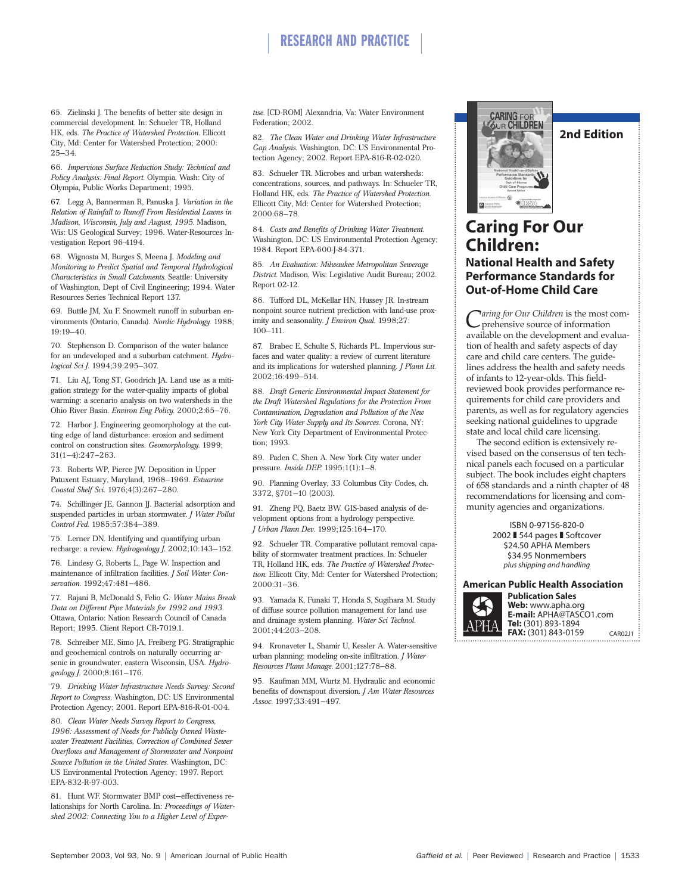65. Zielinski J. The benefits of better site design in commercial development. In: Schueler TR, Holland HK, eds. *The Practice of Watershed Protection.* Ellicott City, Md: Center for Watershed Protection; 2000: 25–34.

66. *Impervious Surface Reduction Study: Technical and Policy Analysis: Final Report.* Olympia, Wash: City of Olympia, Public Works Department; 1995.

67. Legg A, Bannerman R, Panuska J. *Variation in the Relation of Rainfall to Runoff From Residential Lawns in Madison, Wisconsin, July and August, 1995.* Madison, Wis: US Geological Survey; 1996. Water-Resources Investigation Report 96-4194.

68. Wignosta M, Burges S, Meena J. *Modeling and Monitoring to Predict Spatial and Temporal Hydrological Characteristics in Small Catchments.* Seattle: University of Washington, Dept of Civil Engineering; 1994. Water Resources Series Technical Report 137.

69. Buttle JM, Xu F. Snowmelt runoff in suburban environments (Ontario, Canada). *Nordic Hydrology.* 1988; 19:19–40.

70. Stephenson D. Comparison of the water balance for an undeveloped and a suburban catchment. *Hydrological Sci J.* 1994;39:295–307.

71. Liu AJ, Tong ST, Goodrich JA. Land use as a mitigation strategy for the water-quality impacts of global warming: a scenario analysis on two watersheds in the Ohio River Basin. *Environ Eng Policy.* 2000;2:65–76.

72. Harbor J. Engineering geomorphology at the cutting edge of land disturbance: erosion and sediment control on construction sites. *Geomorphology.* 1999; 31(1–4):247–263.

73. Roberts WP, Pierce JW. Deposition in Upper Patuxent Estuary, Maryland, 1968–1969. *Estuarine Coastal Shelf Sci.* 1976;4(3):267–280.

74. Schillinger JE, Gannon JJ. Bacterial adsorption and suspended particles in urban stormwater. *J Water Pollut Control Fed.* 1985;57:384–389.

75. Lerner DN. Identifying and quantifying urban recharge: a review. *Hydrogeology J.* 2002;10:143–152.

76. Lindesy G, Roberts L, Page W. Inspection and maintenance of infiltration facilities. *J Soil Water Conservation.* 1992;47:481–486.

77. Rajani B, McDonald S, Felio G. *Water Mains Break Data on Different Pipe Materials for 1992 and 1993.* Ottawa, Ontario: Nation Research Council of Canada Report; 1995. Client Report CR-7019.1.

78. Schreiber ME, Simo JA, Freiberg PG. Stratigraphic and geochemical controls on naturally occurring arsenic in groundwater, eastern Wisconsin, USA. *Hydrogeology J.* 2000;8:161–176.

79. *Drinking Water Infrastructure Needs Survey: Second Report to Congress.* Washington, DC: US Environmental Protection Agency; 2001. Report EPA-816-R-01-004.

80. *Clean Water Needs Survey Report to Congress, 1996: Assessment of Needs for Publicly Owned Wastewater Treatment Facilities, Correction of Combined Sewer Overflows and Management of Stormwater and Nonpoint Source Pollution in the United States.* Washington, DC: US Environmental Protection Agency; 1997. Report EPA-832-R-97-003.

81. Hunt WF. Stormwater BMP cost–effectiveness relationships for North Carolina. In: *Proceedings of Watershed 2002: Connecting You to a Higher Level of Expertise.* [CD-ROM] Alexandria, Va: Water Environment Federation; 2002.

82. *The Clean Water and Drinking Water Infrastructure Gap Analysis.* Washington, DC: US Environmental Protection Agency; 2002. Report EPA-816-R-02-020.

83. Schueler TR. Microbes and urban watersheds: concentrations, sources, and pathways. In: Schueler TR, Holland HK, eds. *The Practice of Watershed Protection.* Ellicott City, Md: Center for Watershed Protection; 2000:68–78.

84. *Costs and Benefits of Drinking Water Treatment.* Washington, DC: US Environmental Protection Agency; 1984. Report EPA-600-J-84-371.

85. *An Evaluation: Milwaukee Metropolitan Sewerage District.* Madison, Wis: Legislative Audit Bureau; 2002. Report 02-12.

86. Tufford DL, McKellar HN, Hussey JR. In-stream nonpoint source nutrient prediction with land-use proximity and seasonality. *J Environ Qual.* 1998;27: 100–111.

87. Brabec E, Schulte S, Richards PL. Impervious surfaces and water quality: a review of current literature and its implications for watershed planning. *J Plann Lit.* 2002;16:499–514.

88. *Draft Generic Environmental Impact Statement for the Draft Watershed Regulations for the Protection From Contamination, Degradation and Pollution of the New York City Water Supply and Its Sources.* Corona, NY: New York City Department of Environmental Protection; 1993.

89. Paden C, Shen A. New York City water under pressure. *Inside DEP.* 1995;1(1):1–8.

90. Planning Overlay, 33 Columbus City Codes, ch. 3372, §701–10 (2003).

91. Zheng PQ, Baetz BW. GIS-based analysis of development options from a hydrology perspective. *J Urban Plann Dev.* 1999;125:164–170.

92. Schueler TR. Comparative pollutant removal capability of stormwater treatment practices. In: Schueler TR, Holland HK, eds. *The Practice of Watershed Protection.* Ellicott City, Md: Center for Watershed Protection; 2000:31–36.

93. Yamada K, Funaki T, Honda S, Sugihara M. Study of diffuse source pollution management for land use and drainage system planning. *Water Sci Technol.* 2001;44:203–208.

94. Kronaveter L, Shamir U, Kessler A. Water-sensitive urban planning: modeling on-site infiltration. *J Water Resources Plann Manage.* 2001;127:78–88.

95. Kaufman MM, Wurtz M. Hydraulic and economic benefits of downspout diversion. *J Am Water Resources Assoc.* 1997;33:491–497.

---

**2nd Edition**

## Caring For Our Children:

### National Health and Safety Performance Standards for Out-of-Home Child Care

*Caring for Our Children* is the most comprehensive source of information available on the development and evaluation of health and safety aspects of day care and child care centers. The guidelines address the health and safety needs of infants to 12-year-olds. This field-reviewed book provides performance requirements for child care providers and parents, as well as for regulatory agencies seeking national guidelines to upgrade state and local child care licensing.

The second edition is extensively revised based on the consensus of ten technical panels each focused on a particular subject. The book includes eight chapters of 658 standards and a ninth chapter of 48 recommendations for licensing and community agencies and organizations.

ISBN 0-97156-820-0
2002 ▌544 pages ▌Softcover
$24.50 APHA Members
$34.95 Nonmembers
*plus shipping and handling*

**American Public Health Association**
**Publication Sales**
**Web:** www.apha.org
**E-mail:** APHA@TASCO1.com
**Tel:** (301) 893-1894
**FAX:** (301) 843-0159

CAR02J1